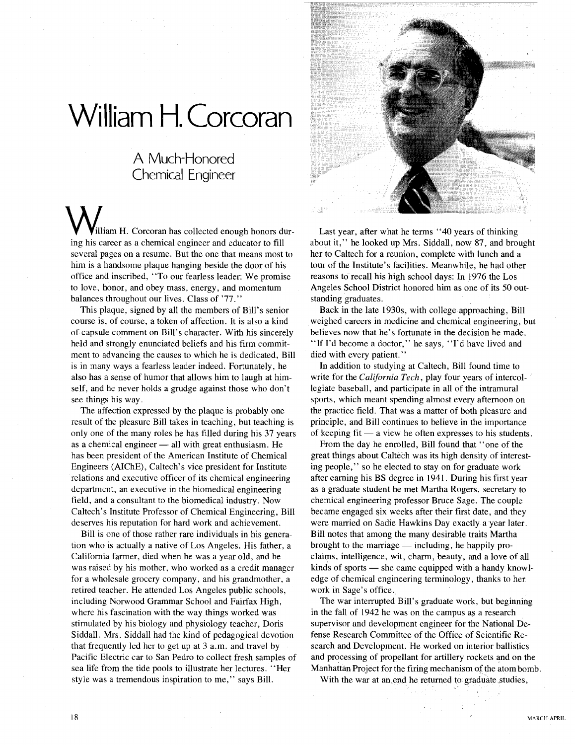# William H. Corcoran

## A Much-Honored Chemical Engineer

William H. Corcoran has collected enough honors during his career as a chemical engineer and educator to fill several pages on a resume. But the one that means most to him is a handsome plaque hanging beside the door of his office and inscribed, "To our fearless leader: We promise to love, honor, and obey mass, energy, and momentum balances throughout our lives. Class of '77."

This plaque, signed by all the members of Bill's senior course is, of course, a token of affection. It is also a kind of capsule comment on Bill's character. With his sincerely held and strongly enunciated beliefs and his firm commitment to advancing the causes to which he is dedicated, Bill is in many ways a fearless leader indeed. Fortunately, he also has a sense of humor that allows him to laugh at himself, and he never holds a grudge against those who don't see things his way.

The affection expressed by the plaque is probably one result of the pleasure Bill takes in teaching, but teaching is only one of the many roles he has filled during his 37 years as a chemical engineer — all with great enthusiasm. He has been president of the American Institute of Chemical Engineers (AIChE), Caltech's vice president for Institute relations and executive officer of its chemical engineering department, an executive in the biomedical engineering field, and a consultant to the biomedical industry. Now Caltech's Institute Professor of Chemical Engineering, Bill deserves his reputation for hard work and achievement.

Bill is one of those rather rare individuals in his generation who is actually a native of Los Angeles. His father, a California farmer, died when he was a year old, and he was raised by his mother, who worked as a credit manager for a wholesale grocery company, and his grandmother, a retired teacher. He attended Los Angeles public schools, including Norwood Grammar School and Fairfax High, where his fascination with the way things worked was stimulated by his biology and physiology teacher, Doris Siddall. Mrs. Siddall had the kind of pedagogical devotion that frequently led her to get up at 3 a.m. and travel by Pacific Electric car to San Pedro to collect fresh samples of sea life from the tide pools to illustrate her lectures. "Her style was a tremendous inspiration to me," says Bill.

Last year, after what he terms "40 years of thinking about it," he looked up Mrs. Siddall, now 87, and brought her to Caltech for a reunion, complete with lunch and a tour of the Institute's facilities. Meanwhile, he had other reasons to recall his high school days: In 1976 the Los Angeles School District honored him as one of its 50 outstanding graduates.

Back in the late 1930s, with college approaching, Bill weighed careers in medicine and chemical engineering, but believes now that he's fortunate in the decision he made. "If I'd become a doctor," he says, "I'd have lived and died with every patient."

In addition to studying at Caltech, Bill found time to write for the *California Tech*, play four years of intercollegiate baseball, and participate in all of the intramural sports, which meant spending almost every afternoon on the practice field. That was a matter of both pleasure and principle, and Bill continues to believe in the importance of keeping fit — a view he often expresses to his students.

From the day he enrolled, Bill found that "one of the great things about Caltech was its high density of interesting people," so he elected to stay on for graduate work after earning his BS degree in 1941. During his first year as a graduate student he met Martha Rogers, secretary to chemical engineering professor Bruce Sage. The couple became engaged six weeks after their first date, and they were married on Sadie Hawkins Day exactly a year later. Bill notes that among the many desirable traits Martha brought to the marriage — including, he happily proclaims, intelligence, wit, charm, beauty, and a love of all kinds of sports — she came equipped with a handy knowledge of chemical engineering terminology, thanks to her work in Sage's office.

The war interrupted Bill's graduate work, but beginning in the fall of 1942 he was on the campus as a research supervisor and development engineer for the National Defense Research Committee of the Office of Scientific Research and Development. He worked on interior ballistics and processing of propellant for artillery rockets and on the Manhattan Project for the firing mechanism of the atom bomb.

With the war at an end he returned to graduate studies,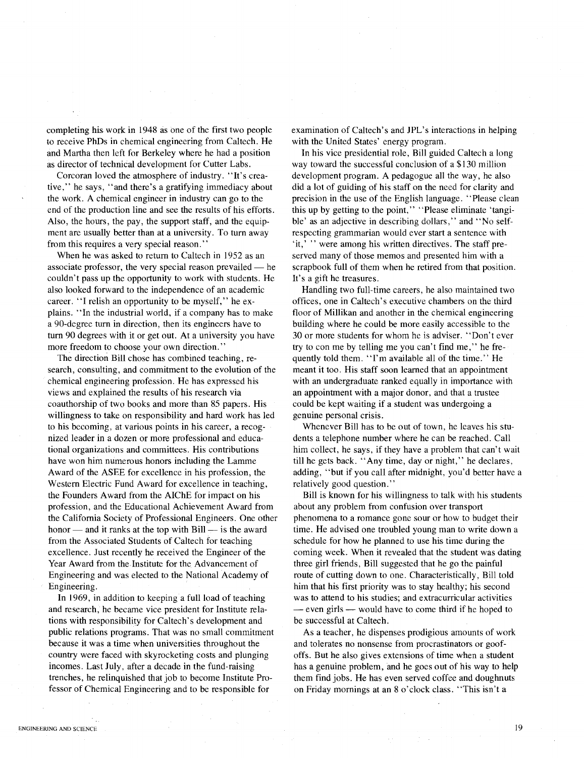completing his work in 1948 as one of the first two people to receive PhDs in chemical engineering from Caltech. He and Martha then left for Berkeley where he had a position as director of technical development for Cutter Labs.

Corcoran loved the atmosphere of industry. "It's creative," he says, "and there's a gratifying immediacy about the work. A chemical engineer in industry can go to the end of the production line and see the results of his efforts. Also, the hours, the pay, the support staff, and the equipment are usually better than at a university. To turn away from this requires a very special reason."

When he was asked to return to Caltech in 1952 as an associate professor, the very special reason prevailed — he couldn't pass up the opportunity to work with students. He also looked forward to the independence of an academic career. "I relish an opportunity to be myself," he explains. "In the industrial world, if a company has to make a 90-degree turn in direction, then its engineers have to turn 90 degrees with it or get out. At a university you have more freedom to choose your own direction."

The direction Bill chose has combined teaching, research, consulting, and commitment to the evolution of the chemical engineering profession. He has expressed his views and explained the results of his research via coauthorship of two books and more than 85 papers. His willingness to take on responsibility and hard work has led to his becoming, at various points in his career, a recognized leader in a dozen or more professional and educational organizations and committees. His contributions have won him numerous honors including the Lamme Award of the ASEE for excellence in his profession, the Western Electric Fund Award for excellence in teaching, the Founders Award from the AIChE for impact on his profession, and the Educational Achievement Award from the California Society of Professional Engineers. One other honor — and it ranks at the top with Bill — is the award from the Associated Students of Caltech for teaching excellence. Just recently he received the Engineer of the Year Award from the Institute for the Advancement of Engineering and was elected to the National Academy of Engineering.

In 1969, in addition to keeping a full load of teaching and research, he became vice president for Institute relations with responsibility for Caltech's development and public relations programs. That was no small commitment because it was a time when universities throughout the country were faced with skyrocketing costs and plunging incomes. Last July, after a decade in the fund-raising trenches, he relinquished that job to become Institute Professor of Chemical Engineering and to be responsible for examination of Caltech's and JPL's interactions in helping with the United States' energy program.

In his vice presidential role, Bill guided Caltech a long way toward the successful conclusion of a $130 million development program. A pedagogue all the way, he also did a lot of guiding of his staff on the need for clarity and precision in the use of the English language. "Please clean this up by getting to the point," "Please eliminate 'tangible' as an adjective in describing dollars," and "No self-respecting grammarian would ever start a sentence with 'it,' " were among his written directives. The staff preserved many of those memos and presented him with a scrapbook full of them when he retired from that position. It's a gift he treasures.

Handling two full-time careers, he also maintained two offices, one in Caltech's executive chambers on the third floor of Millikan and another in the chemical engineering building where he could be more easily accessible to the 30 or more students for whom he is adviser. "Don't ever try to con me by telling me you can't find me," he frequently told them. "I'm available all of the time." He meant it too. His staff soon learned that an appointment with an undergraduate ranked equally in importance with an appointment with a major donor, and that a trustee could be kept waiting if a student was undergoing a genuine personal crisis.

Whenever Bill has to be out of town, he leaves his students a telephone number where he can be reached. Call him collect, he says, if they have a problem that can't wait till he gets back. "Any time, day or night," he declares, adding, "but if you call after midnight, you'd better have a relatively good question."

Bill is known for his willingness to talk with his students about any problem from confusion over transport phenomena to a romance gone sour or how to budget their time. He advised one troubled young man to write down a schedule for how he planned to use his time during the coming week. When it revealed that the student was dating three girl friends, Bill suggested that he go the painful route of cutting down to one. Characteristically, Bill told him that his first priority was to stay healthy; his second was to attend to his studies; and extracurricular activities — even girls — would have to come third if he hoped to be successful at Caltech.

As a teacher, he dispenses prodigious amounts of work and tolerates no nonsense from procrastinators or goof-offs. But he also gives extensions of time when a student has a genuine problem, and he goes out of his way to help them find jobs. He has even served coffee and doughnuts on Friday mornings at an 8 o'clock class. "This isn't a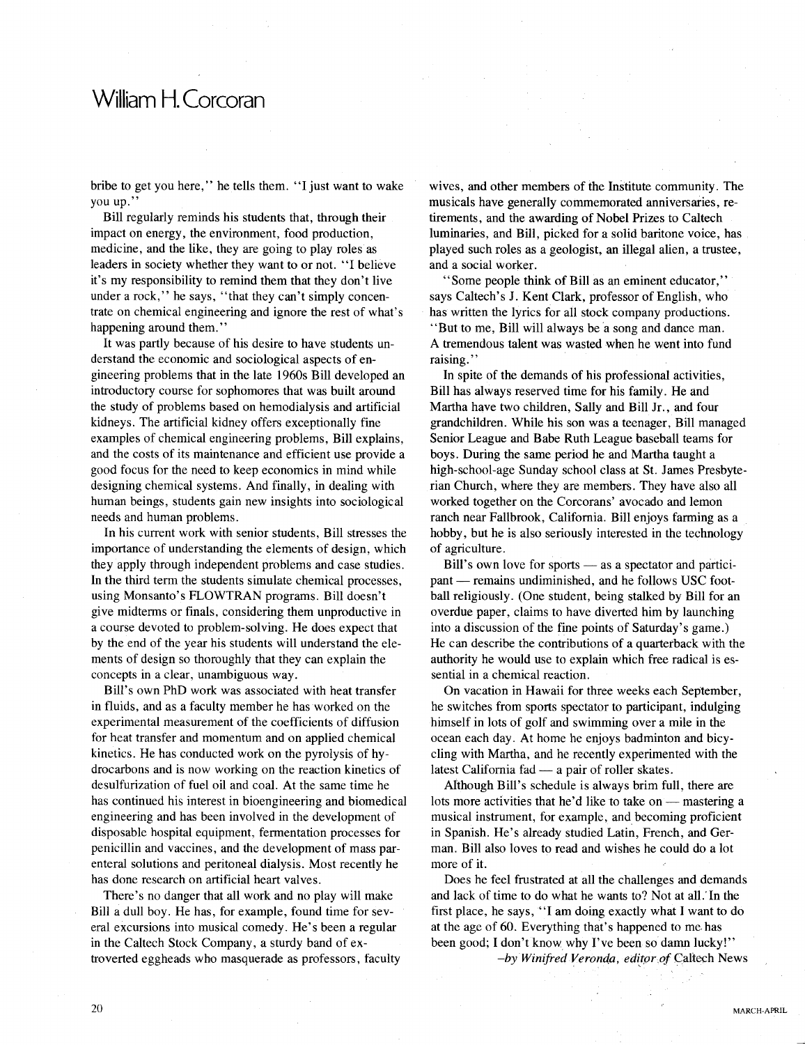# William H. Corcoran

bribe to get you here," he tells them. "I just want to wake you up."

Bill regularly reminds his students that, through their impact on energy, the environment, food production, medicine, and the like, they are going to play roles as leaders in society whether they want to or not. "I believe it's my responsibility to remind them that they don't live under a rock," he says, "that they can't simply concentrate on chemical engineering and ignore the rest of what's happening around them."

It was partly because of his desire to have students understand the economic and sociological aspects of engineering problems that in the late 1960s Bill developed an introductory course for sophomores that was built around the study of problems based on hemodialysis and artificial kidneys. The artificial kidney offers exceptionally fine examples of chemical engineering problems, Bill explains, and the costs of its maintenance and efficient use provide a good focus for the need to keep economics in mind while designing chemical systems. And finally, in dealing with human beings, students gain new insights into sociological needs and human problems.

In his current work with senior students, Bill stresses the importance of understanding the elements of design, which they apply through independent problems and case studies. In the third term the students simulate chemical processes, using Monsanto's FLOWTRAN programs. Bill doesn't give midterms or finals, considering them unproductive in a course devoted to problem-solving. He does expect that by the end of the year his students will understand the elements of design so thoroughly that they can explain the concepts in a clear, unambiguous way.

Bill's own PhD work was associated with heat transfer in fluids, and as a faculty member he has worked on the experimental measurement of the coefficients of diffusion for heat transfer and momentum and on applied chemical kinetics. He has conducted work on the pyrolysis of hydrocarbons and is now working on the reaction kinetics of desulfurization of fuel oil and coal. At the same time he has continued his interest in bioengineering and biomedical engineering and has been involved in the development of disposable hospital equipment, fermentation processes for penicillin and vaccines, and the development of mass parenteral solutions and peritoneal dialysis. Most recently he has done research on artificial heart valves.

There's no danger that all work and no play will make Bill a dull boy. He has, for example, found time for several excursions into musical comedy. He's been a regular in the Caltech Stock Company, a sturdy band of extroverted eggheads who masquerade as professors, faculty wives, and other members of the Institute community. The musicals have generally commemorated anniversaries, retirements, and the awarding of Nobel Prizes to Caltech luminaries, and Bill, picked for a solid baritone voice, has played such roles as a geologist, an illegal alien, a trustee, and a social worker.

"Some people think of Bill as an eminent educator," says Caltech's J. Kent Clark, professor of English, who has written the lyrics for all stock company productions. "But to me, Bill will always be a song and dance man. A tremendous talent was wasted when he went into fund raising."

In spite of the demands of his professional activities, Bill has always reserved time for his family. He and Martha have two children, Sally and Bill Jr., and four grandchildren. While his son was a teenager, Bill managed Senior League and Babe Ruth League baseball teams for boys. During the same period he and Martha taught a high-school-age Sunday school class at St. James Presbyterian Church, where they are members. They have also all worked together on the Corcorans' avocado and lemon ranch near Fallbrook, California. Bill enjoys farming as a hobby, but he is also seriously interested in the technology of agriculture.

Bill's own love for sports — as a spectator and participant — remains undiminished, and he follows USC football religiously. (One student, being stalked by Bill for an overdue paper, claims to have diverted him by launching into a discussion of the fine points of Saturday's game.) He can describe the contributions of a quarterback with the authority he would use to explain which free radical is essential in a chemical reaction.

On vacation in Hawaii for three weeks each September, he switches from sports spectator to participant, indulging himself in lots of golf and swimming over a mile in the ocean each day. At home he enjoys badminton and bicycling with Martha, and he recently experimented with the latest California fad — a pair of roller skates.

Although Bill's schedule is always brim full, there are lots more activities that he'd like to take on — mastering a musical instrument, for example, and becoming proficient in Spanish. He's already studied Latin, French, and German. Bill also loves to read and wishes he could do a lot more of it.

Does he feel frustrated at all the challenges and demands and lack of time to do what he wants to? Not at all. In the first place, he says, "I am doing exactly what I want to do at the age of 60. Everything that's happened to me has been good; I don't know why I've been so damn lucky!"

*–by Winifred Veronda, editor of Caltech News*